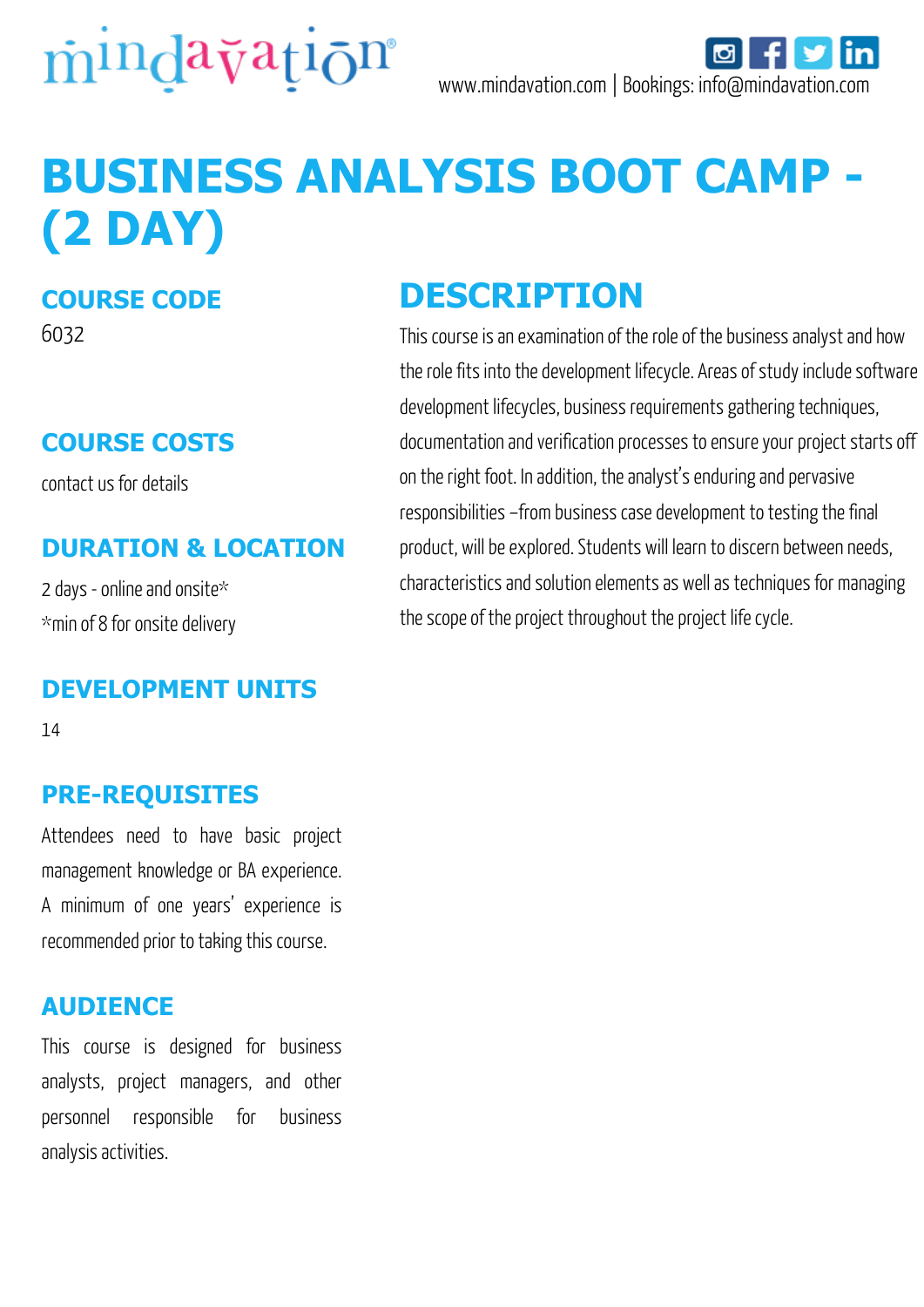mindavation®

www.mindavation.com | Bookings: info@mindavation.com

# BUSINESS ANALYSIS BOOT CAMP - (2 DAY)

## COURSE CODE

6032

## COURSE COSTS

contact us for details

## DURATION & LOCATION

2 days - online and onsite*
*min of 8 for onsite delivery

## DEVELOPMENT UNITS

14

## PRE-REQUISITES

Attendees need to have basic project management knowledge or BA experience. A minimum of one years' experience is recommended prior to taking this course.

## AUDIENCE

This course is designed for business analysts, project managers, and other personnel responsible for business analysis activities.

## DESCRIPTION

This course is an examination of the role of the business analyst and how the role fits into the development lifecycle. Areas of study include software development lifecycles, business requirements gathering techniques, documentation and verification processes to ensure your project starts off on the right foot. In addition, the analyst's enduring and pervasive responsibilities –from business case development to testing the final product, will be explored. Students will learn to discern between needs, characteristics and solution elements as well as techniques for managing the scope of the project throughout the project life cycle.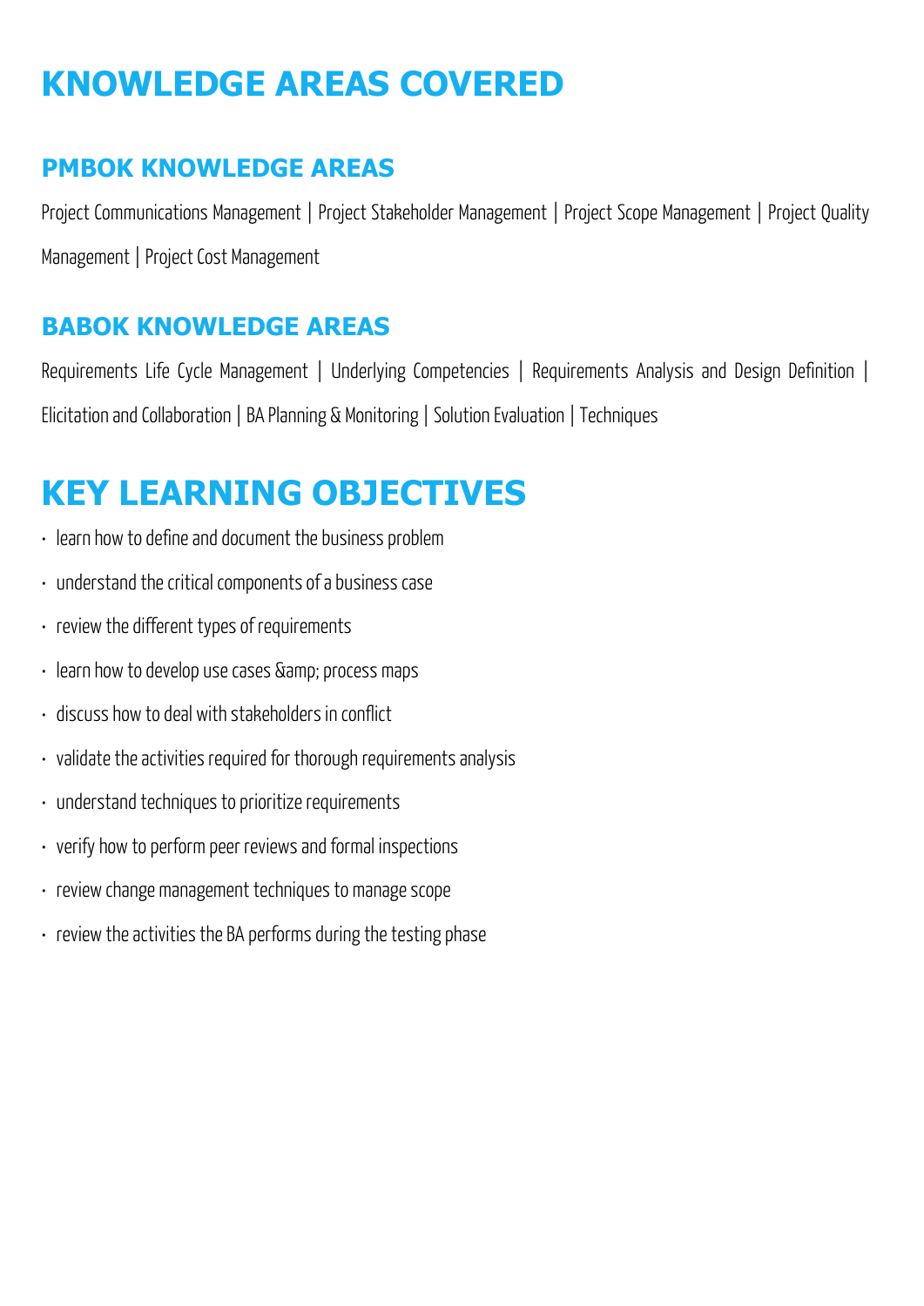# KNOWLEDGE AREAS COVERED

## PMBOK KNOWLEDGE AREAS

Project Communications Management | Project Stakeholder Management | Project Scope Management | Project Quality Management | Project Cost Management

## BABOK KNOWLEDGE AREAS

Requirements Life Cycle Management | Underlying Competencies | Requirements Analysis and Design Definition | Elicitation and Collaboration | BA Planning & Monitoring | Solution Evaluation | Techniques

# KEY LEARNING OBJECTIVES

- learn how to define and document the business problem
- understand the critical components of a business case
- review the different types of requirements
- learn how to develop use cases &amp; process maps
- discuss how to deal with stakeholders in conflict
- validate the activities required for thorough requirements analysis
- understand techniques to prioritize requirements
- verify how to perform peer reviews and formal inspections
- review change management techniques to manage scope
- review the activities the BA performs during the testing phase